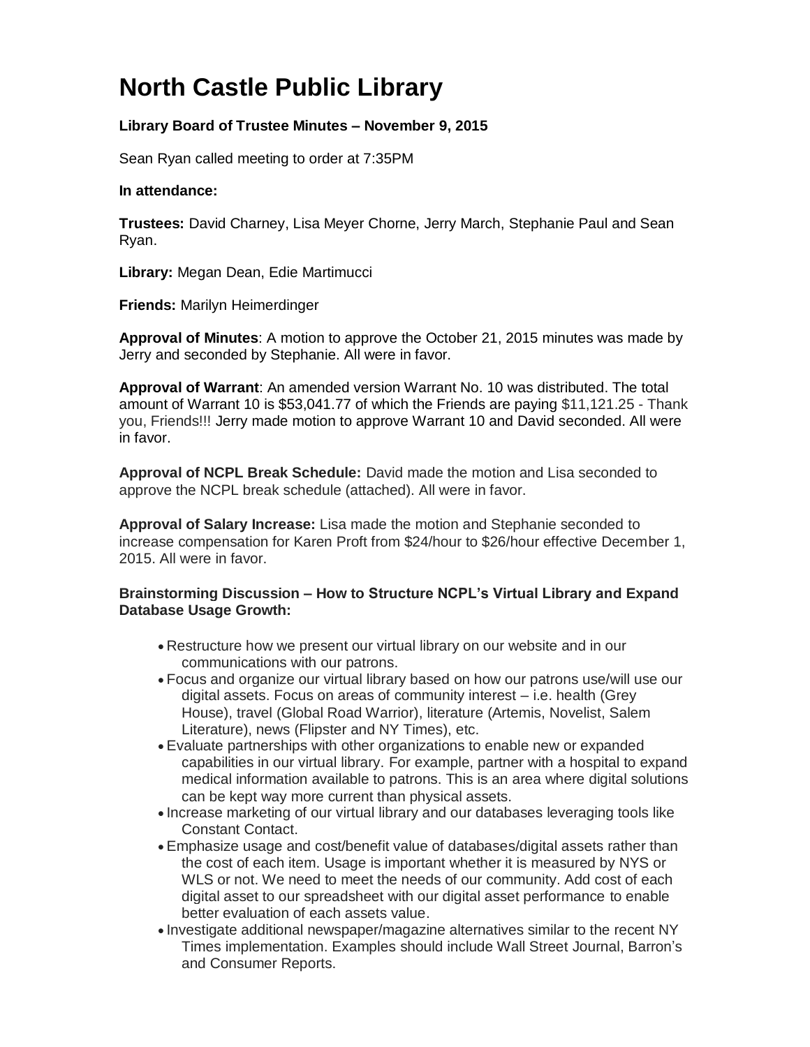# North Castle Public Library

**Library Board of Trustee Minutes – November 9, 2015**

Sean Ryan called meeting to order at 7:35PM

**In attendance:**

**Trustees:** David Charney, Lisa Meyer Chorne, Jerry March, Stephanie Paul and Sean Ryan.

**Library:** Megan Dean, Edie Martimucci

**Friends:** Marilyn Heimerdinger

**Approval of Minutes**: A motion to approve the October 21, 2015 minutes was made by Jerry and seconded by Stephanie. All were in favor.

**Approval of Warrant**: An amended version Warrant No. 10 was distributed. The total amount of Warrant 10 is $53,041.77 of which the Friends are paying $11,121.25 - Thank you, Friends!!! Jerry made motion to approve Warrant 10 and David seconded. All were in favor.

**Approval of NCPL Break Schedule:** David made the motion and Lisa seconded to approve the NCPL break schedule (attached). All were in favor.

**Approval of Salary Increase:** Lisa made the motion and Stephanie seconded to increase compensation for Karen Proft from $24/hour to $26/hour effective December 1, 2015. All were in favor.

**Brainstorming Discussion – How to Structure NCPL's Virtual Library and Expand Database Usage Growth:**

- Restructure how we present our virtual library on our website and in our communications with our patrons.
- Focus and organize our virtual library based on how our patrons use/will use our digital assets. Focus on areas of community interest – i.e. health (Grey House), travel (Global Road Warrior), literature (Artemis, Novelist, Salem Literature), news (Flipster and NY Times), etc.
- Evaluate partnerships with other organizations to enable new or expanded capabilities in our virtual library. For example, partner with a hospital to expand medical information available to patrons. This is an area where digital solutions can be kept way more current than physical assets.
- Increase marketing of our virtual library and our databases leveraging tools like Constant Contact.
- Emphasize usage and cost/benefit value of databases/digital assets rather than the cost of each item. Usage is important whether it is measured by NYS or WLS or not. We need to meet the needs of our community. Add cost of each digital asset to our spreadsheet with our digital asset performance to enable better evaluation of each assets value.
- Investigate additional newspaper/magazine alternatives similar to the recent NY Times implementation. Examples should include Wall Street Journal, Barron's and Consumer Reports.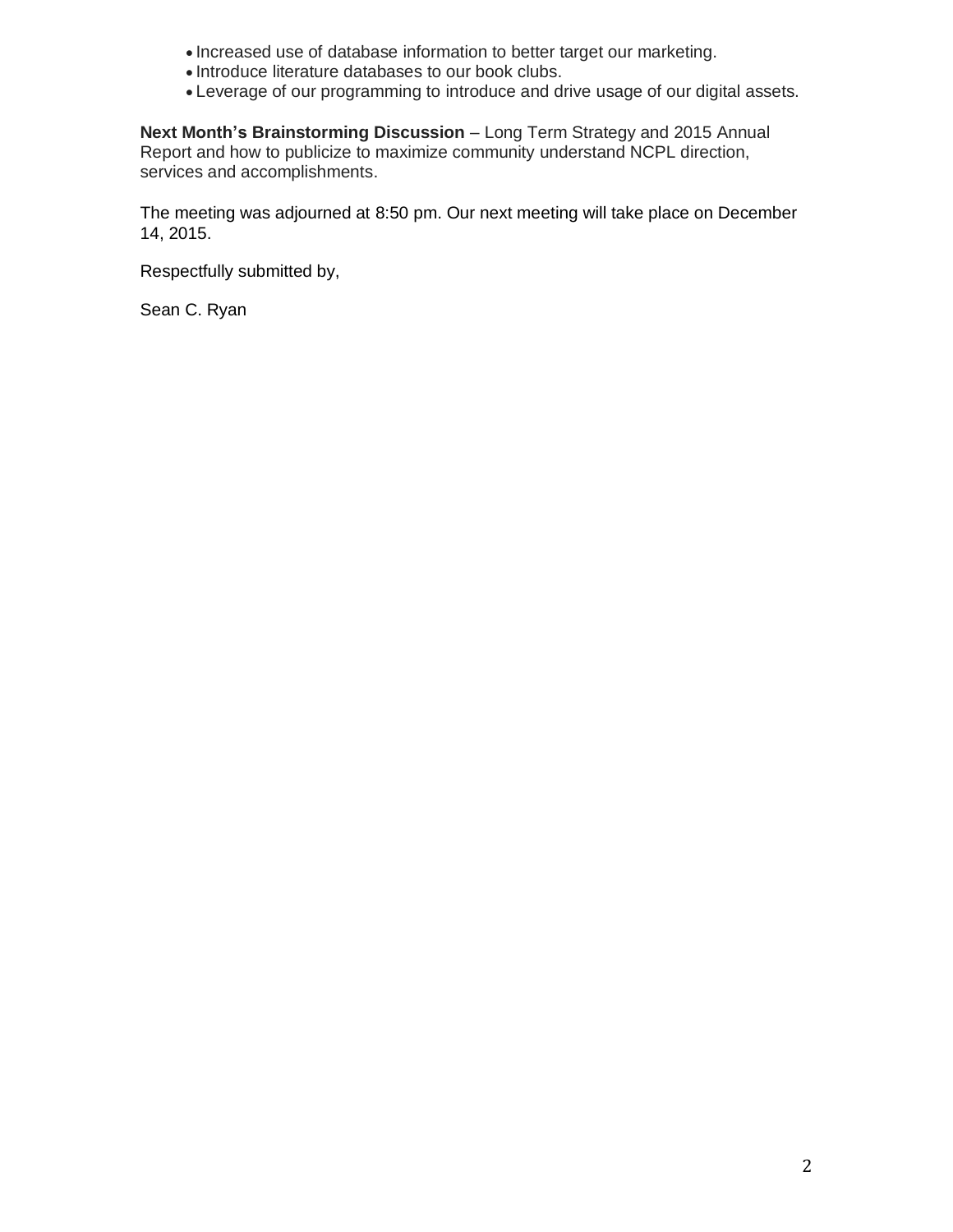- Increased use of database information to better target our marketing.
- Introduce literature databases to our book clubs.
- Leverage of our programming to introduce and drive usage of our digital assets.

**Next Month's Brainstorming Discussion** – Long Term Strategy and 2015 Annual Report and how to publicize to maximize community understand NCPL direction, services and accomplishments.

The meeting was adjourned at 8:50 pm. Our next meeting will take place on December 14, 2015.

Respectfully submitted by,

Sean C. Ryan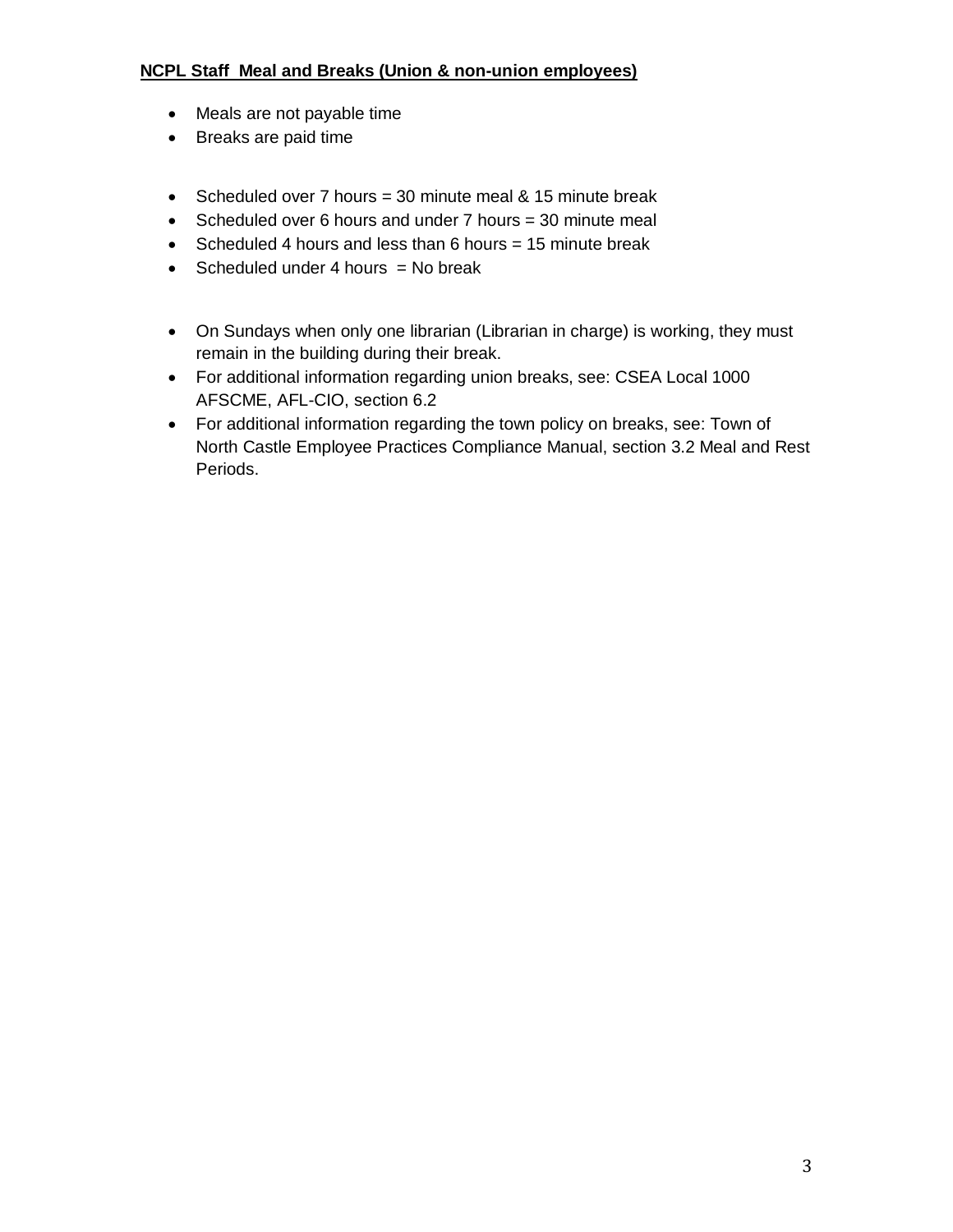**NCPL Staff Meal and Breaks (Union & non-union employees)**

- Meals are not payable time
- Breaks are paid time

- Scheduled over 7 hours = 30 minute meal & 15 minute break
- Scheduled over 6 hours and under 7 hours = 30 minute meal
- Scheduled 4 hours and less than 6 hours = 15 minute break
- Scheduled under 4 hours = No break

- On Sundays when only one librarian (Librarian in charge) is working, they must remain in the building during their break.
- For additional information regarding union breaks, see: CSEA Local 1000 AFSCME, AFL-CIO, section 6.2
- For additional information regarding the town policy on breaks, see: Town of North Castle Employee Practices Compliance Manual, section 3.2 Meal and Rest Periods.